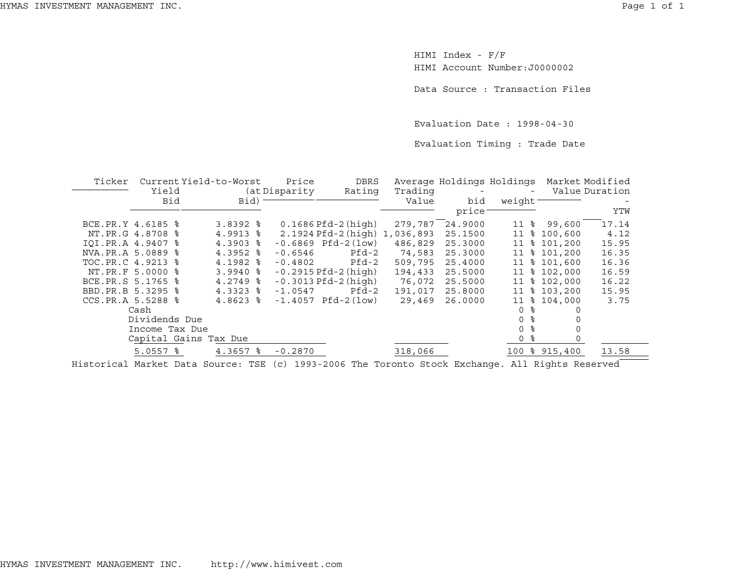HIMI Index - F/F
HIMI Account Number:J0000002

Data Source : Transaction Files

Evaluation Date : 1998-04-30

Evaluation Timing : Trade Date

| Ticker | Current Yield Bid | Yield-to-Worst (at Bid) | Price Disparity | DBRS Rating | Average Trading Value | Holdings - bid price | Holdings - weight | Market Value | Modified Duration - YTW |
|---|---|---|---|---|---|---|---|---|---|
| BCE.PR.Y | 4.6185 % | 3.8392 % | 0.1686 | Pfd-2(high) | 279,787 | 24.9000 | 11 % | 99,600 | 17.14 |
| NT.PR.G | 4.8708 % | 4.9913 % | 2.1924 | Pfd-2(high) | 1,036,893 | 25.1500 | 11 % | 100,600 | 4.12 |
| IQI.PR.A | 4.9407 % | 4.3903 % | -0.6869 | Pfd-2(low) | 486,829 | 25.3000 | 11 % | 101,200 | 15.95 |
| NVA.PR.A | 5.0889 % | 4.3952 % | -0.6546 | Pfd-2 | 74,583 | 25.3000 | 11 % | 101,200 | 16.35 |
| TOC.PR.C | 4.9213 % | 4.1982 % | -0.4802 | Pfd-2 | 509,795 | 25.4000 | 11 % | 101,600 | 16.36 |
| NT.PR.F | 5.0000 % | 3.9940 % | -0.2915 | Pfd-2(high) | 194,433 | 25.5000 | 11 % | 102,000 | 16.59 |
| BCE.PR.S | 5.1765 % | 4.2749 % | -0.3013 | Pfd-2(high) | 76,072 | 25.5000 | 11 % | 102,000 | 16.22 |
| BBD.PR.B | 5.3295 % | 4.3323 % | -1.0547 | Pfd-2 | 191,017 | 25.8000 | 11 % | 103,200 | 15.95 |
| CCS.PR.A | 5.5288 % | 4.8623 % | -1.4057 | Pfd-2(low) | 29,469 | 26.0000 | 11 % | 104,000 | 3.75 |
| | Cash | | | | | | 0 % | 0 | |
| | Dividends Due | | | | | | 0 % | 0 | |
| | Income Tax Due | | | | | | 0 % | 0 | |
| | Capital Gains Tax Due | | | | | | 0 % | 0 | |
| | 5.0557 % | 4.3657 % | -0.2870 | | 318,066 | | 100 % | 915,400 | 13.58 |

Historical Market Data Source: TSE (c) 1993-2006 The Toronto Stock Exchange. All Rights Reserved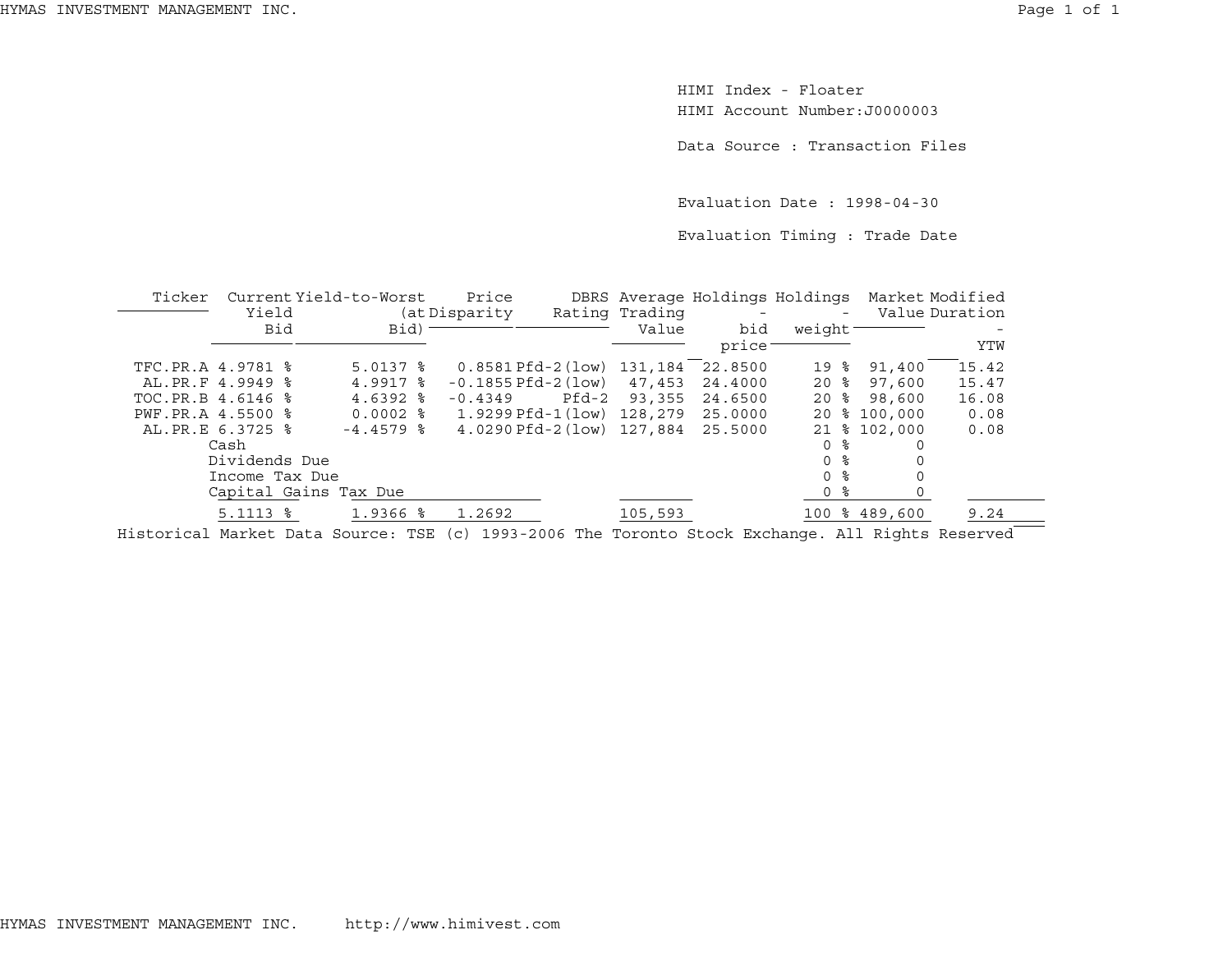HIMI Index - Floater

HIMI Account Number:J0000003

Data Source : Transaction Files

Evaluation Date : 1998-04-30

Evaluation Timing : Trade Date

| Ticker | Current Yield Bid | Yield-to-Worst (at Bid) | Price Disparity | DBRS Rating | Average Trading Value | Holdings - bid price | Holdings - weight | Market Value | Modified Duration - YTW |
|---|---|---|---|---|---|---|---|---|---|
| TFC.PR.A | 4.9781 % | 5.0137 % | 0.8581 | Pfd-2(low) | 131,184 | 22.8500 | 19 % | 91,400 | 15.42 |
| AL.PR.F | 4.9949 % | 4.9917 % | -0.1855 | Pfd-2(low) | 47,453 | 24.4000 | 20 % | 97,600 | 15.47 |
| TOC.PR.B | 4.6146 % | 4.6392 % | -0.4349 | Pfd-2 | 93,355 | 24.6500 | 20 % | 98,600 | 16.08 |
| PWF.PR.A | 4.5500 % | 0.0002 % | 1.9299 | Pfd-1(low) | 128,279 | 25.0000 | 20 % | 100,000 | 0.08 |
| AL.PR.E | 6.3725 % | -4.4579 % | 4.0290 | Pfd-2(low) | 127,884 | 25.5000 | 21 % | 102,000 | 0.08 |
| | Cash | | | | | | 0 % | 0 | |
| | Dividends Due | | | | | | 0 % | 0 | |
| | Income Tax Due | | | | | | 0 % | 0 | |
| | Capital Gains Tax Due | | | | | | 0 % | 0 | |
| | 5.1113 % | 1.9366 % | 1.2692 | | 105,593 | | 100 % | 489,600 | 9.24 |

Historical Market Data Source: TSE (c) 1993-2006 The Toronto Stock Exchange. All Rights Reserved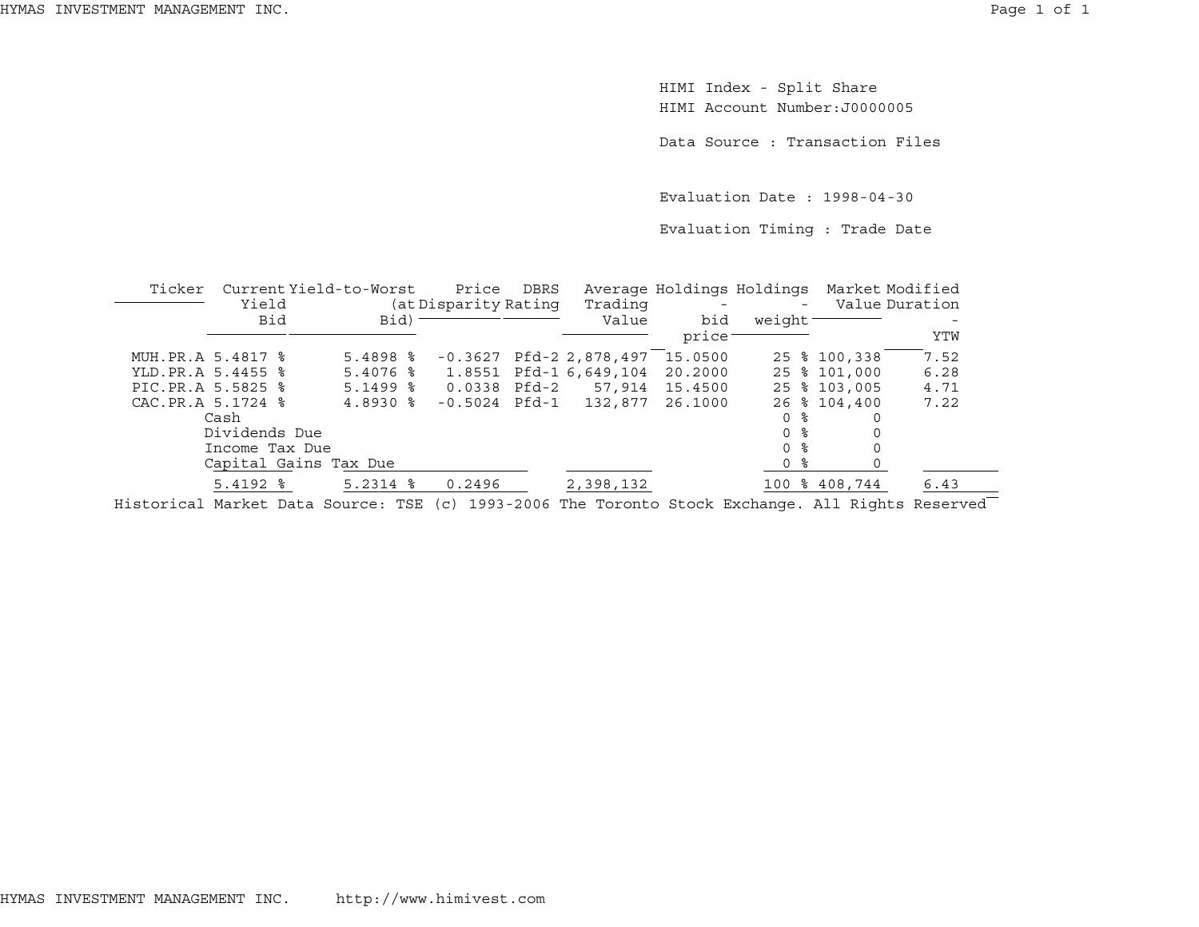HIMI Index - Split Share

HIMI Account Number:J0000005

Data Source : Transaction Files

Evaluation Date : 1998-04-30

Evaluation Timing : Trade Date

| Ticker | Current Yield Bid | Yield-to-Worst (at Bid) | Price Disparity | DBRS Rating | Average Trading Value | Holdings - bid price | Holdings - weight | Market Value | Modified Duration - YTW |
|---|---|---|---|---|---|---|---|---|---|
| MUH.PR.A | 5.4817 % | 5.4898 % | -0.3627 | Pfd-2 | 2,878,497 | 15.0500 | 25 % | 100,338 | 7.52 |
| YLD.PR.A | 5.4455 % | 5.4076 % | 1.8551 | Pfd-1 | 6,649,104 | 20.2000 | 25 % | 101,000 | 6.28 |
| PIC.PR.A | 5.5825 % | 5.1499 % | 0.0338 | Pfd-2 | 57,914 | 15.4500 | 25 % | 103,005 | 4.71 |
| CAC.PR.A | 5.1724 % | 4.8930 % | -0.5024 | Pfd-1 | 132,877 | 26.1000 | 26 % | 104,400 | 7.22 |
| Cash | | | | | | | 0 % | 0 | |
| Dividends Due | | | | | | | 0 % | 0 | |
| Income Tax Due | | | | | | | 0 % | 0 | |
| Capital Gains Tax Due | | | | | | | 0 % | 0 | |
| | 5.4192 % | 5.2314 % | 0.2496 | | 2,398,132 | | 100 % | 408,744 | 6.43 |

Historical Market Data Source: TSE (c) 1993-2006 The Toronto Stock Exchange. All Rights Reserved

HYMAS INVESTMENT MANAGEMENT INC. http://www.himivest.com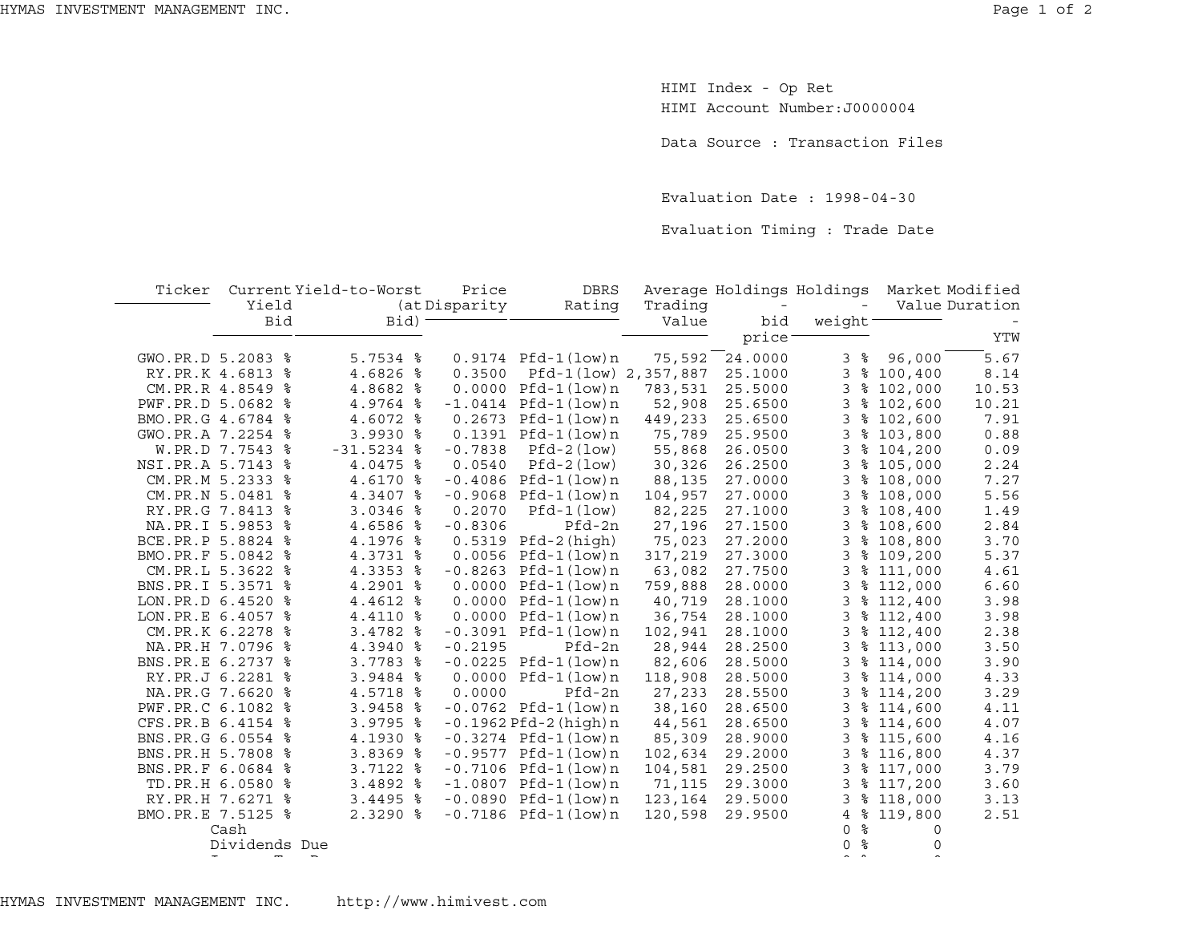HIMI Index - Op Ret

HIMI Account Number:J0000004

Data Source : Transaction Files

Evaluation Date : 1998-04-30

Evaluation Timing : Trade Date

| Ticker | Current Yield Bid | Yield-to-Worst (at Bid) | Price Disparity | DBRS Rating | Average Trading Value | Holdings - bid price | Holdings - weight | Market Value | Modified Duration - YTW |
|---|---|---|---|---|---|---|---|---|---|
| GWO.PR.D | 5.2083 % | 5.7534 % | 0.9174 | Pfd-1(low)n | 75,592 | 24.0000 | 3 % | 96,000 | 5.67 |
| RY.PR.K | 4.6813 % | 4.6826 % | 0.3500 | Pfd-1(low) | 2,357,887 | 25.1000 | 3 % | 100,400 | 8.14 |
| CM.PR.R | 4.8549 % | 4.8682 % | 0.0000 | Pfd-1(low)n | 783,531 | 25.5000 | 3 % | 102,000 | 10.53 |
| PWF.PR.D | 5.0682 % | 4.9764 % | -1.0414 | Pfd-1(low)n | 52,908 | 25.6500 | 3 % | 102,600 | 10.21 |
| BMO.PR.G | 4.6784 % | 4.6072 % | 0.2673 | Pfd-1(low)n | 449,233 | 25.6500 | 3 % | 102,600 | 7.91 |
| GWO.PR.A | 7.2254 % | 3.9930 % | 0.1391 | Pfd-1(low)n | 75,789 | 25.9500 | 3 % | 103,800 | 0.88 |
| W.PR.D | 7.7543 % | -31.5234 % | -0.7838 | Pfd-2(low) | 55,868 | 26.0500 | 3 % | 104,200 | 0.09 |
| NSI.PR.A | 5.7143 % | 4.0475 % | 0.0540 | Pfd-2(low) | 30,326 | 26.2500 | 3 % | 105,000 | 2.24 |
| CM.PR.M | 5.2333 % | 4.6170 % | -0.4086 | Pfd-1(low)n | 88,135 | 27.0000 | 3 % | 108,000 | 7.27 |
| CM.PR.N | 5.0481 % | 4.3407 % | -0.9068 | Pfd-1(low)n | 104,957 | 27.0000 | 3 % | 108,000 | 5.56 |
| RY.PR.G | 7.8413 % | 3.0346 % | 0.2070 | Pfd-1(low) | 82,225 | 27.1000 | 3 % | 108,400 | 1.49 |
| NA.PR.I | 5.9853 % | 4.6586 % | -0.8306 | Pfd-2n | 27,196 | 27.1500 | 3 % | 108,600 | 2.84 |
| BCE.PR.P | 5.8824 % | 4.1976 % | 0.5319 | Pfd-2(high) | 75,023 | 27.2000 | 3 % | 108,800 | 3.70 |
| BMO.PR.F | 5.0842 % | 4.3731 % | 0.0056 | Pfd-1(low)n | 317,219 | 27.3000 | 3 % | 109,200 | 5.37 |
| CM.PR.L | 5.3622 % | 4.3353 % | -0.8263 | Pfd-1(low)n | 63,082 | 27.7500 | 3 % | 111,000 | 4.61 |
| BNS.PR.I | 5.3571 % | 4.2901 % | 0.0000 | Pfd-1(low)n | 759,888 | 28.0000 | 3 % | 112,000 | 6.60 |
| LON.PR.D | 6.4520 % | 4.4612 % | 0.0000 | Pfd-1(low)n | 40,719 | 28.1000 | 3 % | 112,400 | 3.98 |
| LON.PR.E | 6.4057 % | 4.4110 % | 0.0000 | Pfd-1(low)n | 36,754 | 28.1000 | 3 % | 112,400 | 3.98 |
| CM.PR.K | 6.2278 % | 3.4782 % | -0.3091 | Pfd-1(low)n | 102,941 | 28.1000 | 3 % | 112,400 | 2.38 |
| NA.PR.H | 7.0796 % | 4.3940 % | -0.2195 | Pfd-2n | 28,944 | 28.2500 | 3 % | 113,000 | 3.50 |
| BNS.PR.E | 6.2737 % | 3.7783 % | -0.0225 | Pfd-1(low)n | 82,606 | 28.5000 | 3 % | 114,000 | 3.90 |
| RY.PR.J | 6.2281 % | 3.9484 % | 0.0000 | Pfd-1(low)n | 118,908 | 28.5000 | 3 % | 114,000 | 4.33 |
| NA.PR.G | 7.6620 % | 4.5718 % | 0.0000 | Pfd-2n | 27,233 | 28.5500 | 3 % | 114,200 | 3.29 |
| PWF.PR.C | 6.1082 % | 3.9458 % | -0.0762 | Pfd-1(low)n | 38,160 | 28.6500 | 3 % | 114,600 | 4.11 |
| CFS.PR.B | 6.4154 % | 3.9795 % | -0.1962 | Pfd-2(high)n | 44,561 | 28.6500 | 3 % | 114,600 | 4.07 |
| BNS.PR.G | 6.0554 % | 4.1930 % | -0.3274 | Pfd-1(low)n | 85,309 | 28.9000 | 3 % | 115,600 | 4.16 |
| BNS.PR.H | 5.7808 % | 3.8369 % | -0.9577 | Pfd-1(low)n | 102,634 | 29.2000 | 3 % | 116,800 | 4.37 |
| BNS.PR.F | 6.0684 % | 3.7122 % | -0.7106 | Pfd-1(low)n | 104,581 | 29.2500 | 3 % | 117,000 | 3.79 |
| TD.PR.H | 6.0580 % | 3.4892 % | -1.0807 | Pfd-1(low)n | 71,115 | 29.3000 | 3 % | 117,200 | 3.60 |
| RY.PR.H | 7.6271 % | 3.4495 % | -0.0890 | Pfd-1(low)n | 123,164 | 29.5000 | 3 % | 118,000 | 3.13 |
| BMO.PR.E | 7.5125 % | 2.3290 % | -0.7186 | Pfd-1(low)n | 120,598 | 29.9500 | 4 % | 119,800 | 2.51 |
| | Cash | | | | | | 0 % | 0 | |
| | Dividends Due | | | | | | 0 % | 0 | |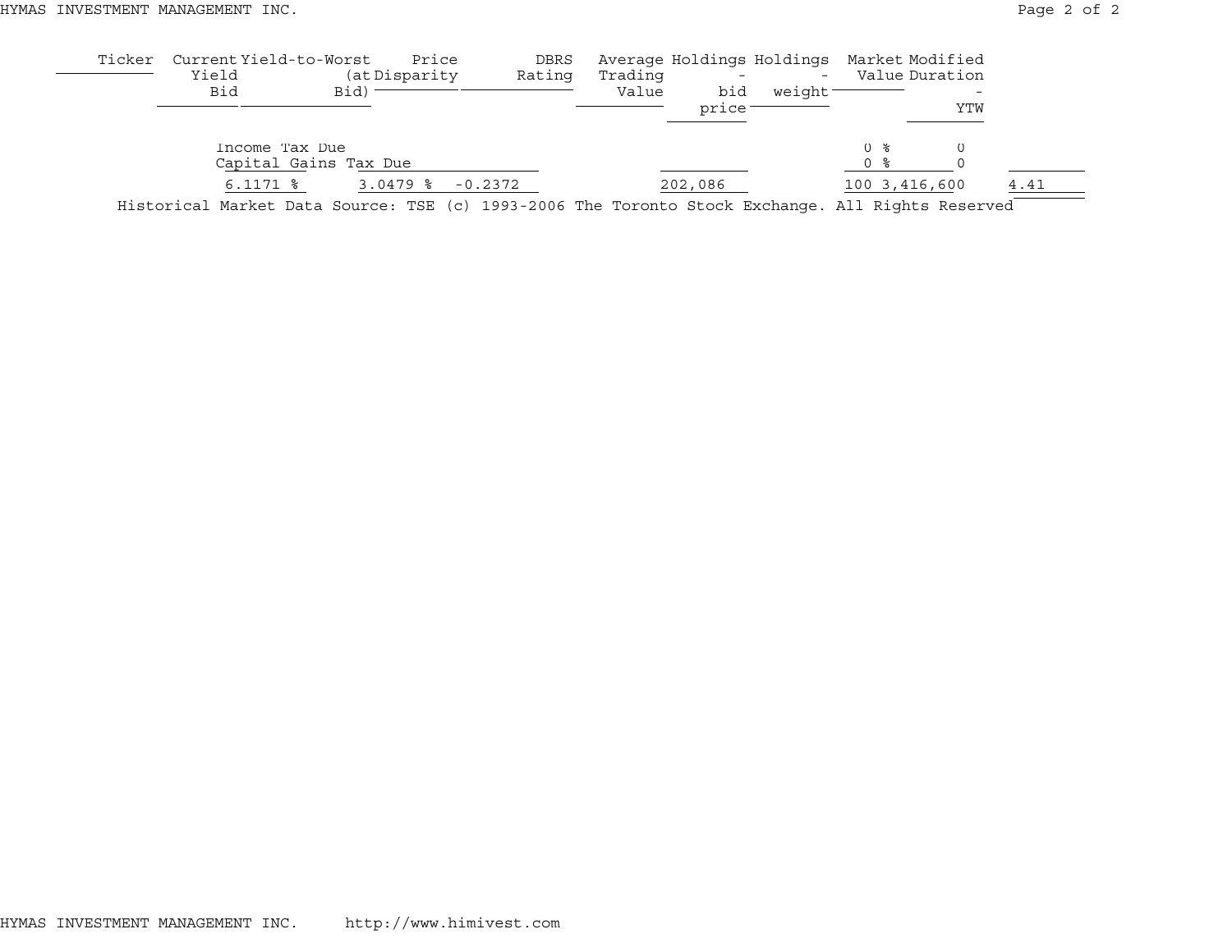| Ticker | Current Yield Bid | Yield-to-Worst (at Bid) | Price Disparity | DBRS Rating | Average Trading Value | Holdings - bid price | Holdings - weight | Market Value | Modified Duration - YTW |
|---|---|---|---|---|---|---|---|---|---|
| Income Tax Due | | | | | | | 0 % | 0 | |
| Capital Gains Tax Due | | | | | | | 0 % | 0 | |
| | 6.1171 % | 3.0479 % | -0.2372 | | 202,086 | | 100 | 3,416,600 | 4.41 |

Historical Market Data Source: TSE (c) 1993-2006 The Toronto Stock Exchange. All Rights Reserved

HYMAS INVESTMENT MANAGEMENT INC. http://www.himivest.com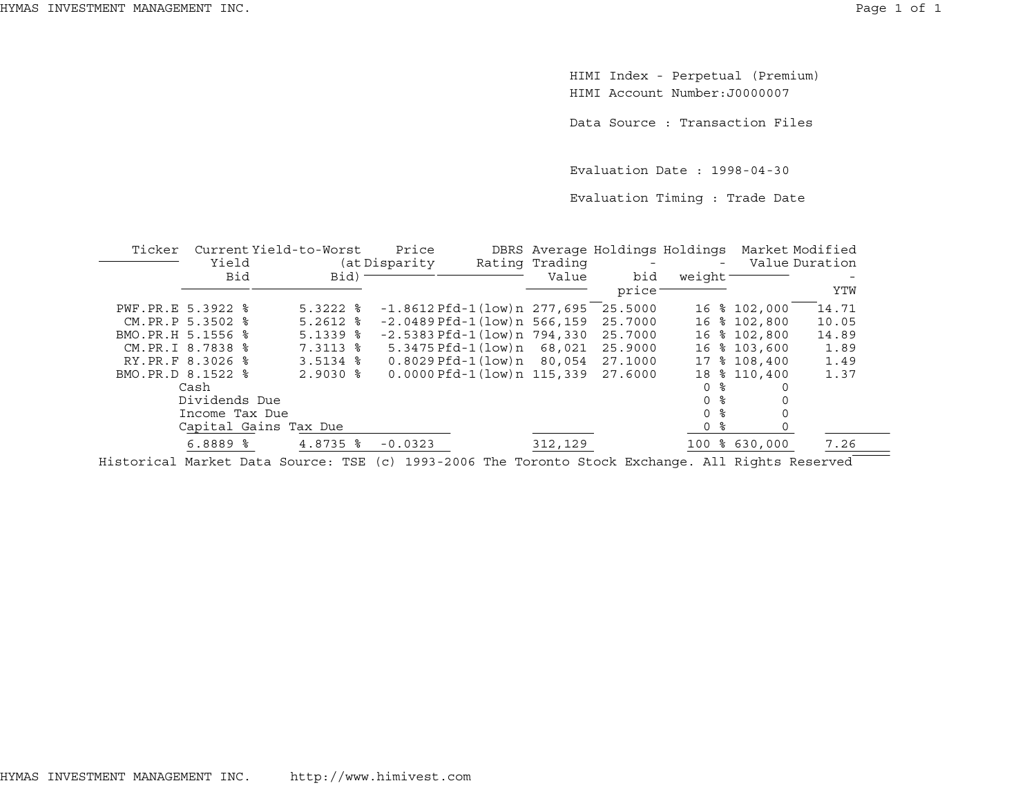HIMI Index - Perpetual (Premium)
HIMI Account Number:J0000007

Data Source : Transaction Files

Evaluation Date : 1998-04-30

Evaluation Timing : Trade Date

| Ticker | Current Yield Bid | Yield-to-Worst (at Bid) | Price Disparity | DBRS Rating | Average Trading Value | Holdings - bid price | Holdings - weight | Market Value | Modified Duration - YTW |
|---|---|---|---|---|---|---|---|---|---|
| PWF.PR.E | 5.3922 % | 5.3222 % | -1.8612 | Pfd-1(low)n | 277,695 | 25.5000 | 16 % | 102,000 | 14.71 |
| CM.PR.P | 5.3502 % | 5.2612 % | -2.0489 | Pfd-1(low)n | 566,159 | 25.7000 | 16 % | 102,800 | 10.05 |
| BMO.PR.H | 5.1556 % | 5.1339 % | -2.5383 | Pfd-1(low)n | 794,330 | 25.7000 | 16 % | 102,800 | 14.89 |
| CM.PR.I | 8.7838 % | 7.3113 % | 5.3475 | Pfd-1(low)n | 68,021 | 25.9000 | 16 % | 103,600 | 1.89 |
| RY.PR.F | 8.3026 % | 3.5134 % | 0.8029 | Pfd-1(low)n | 80,054 | 27.1000 | 17 % | 108,400 | 1.49 |
| BMO.PR.D | 8.1522 % | 2.9030 % | 0.0000 | Pfd-1(low)n | 115,339 | 27.6000 | 18 % | 110,400 | 1.37 |
| Cash | | | | | | | 0 % | 0 | |
| Dividends Due | | | | | | | 0 % | 0 | |
| Income Tax Due | | | | | | | 0 % | 0 | |
| Capital Gains Tax Due | | | | | | | 0 % | 0 | |
| | 6.8889 % | 4.8735 % | -0.0323 | | 312,129 | | 100 % | 630,000 | 7.26 |

Historical Market Data Source: TSE (c) 1993-2006 The Toronto Stock Exchange. All Rights Reserved

HYMAS INVESTMENT MANAGEMENT INC. http://www.himivest.com